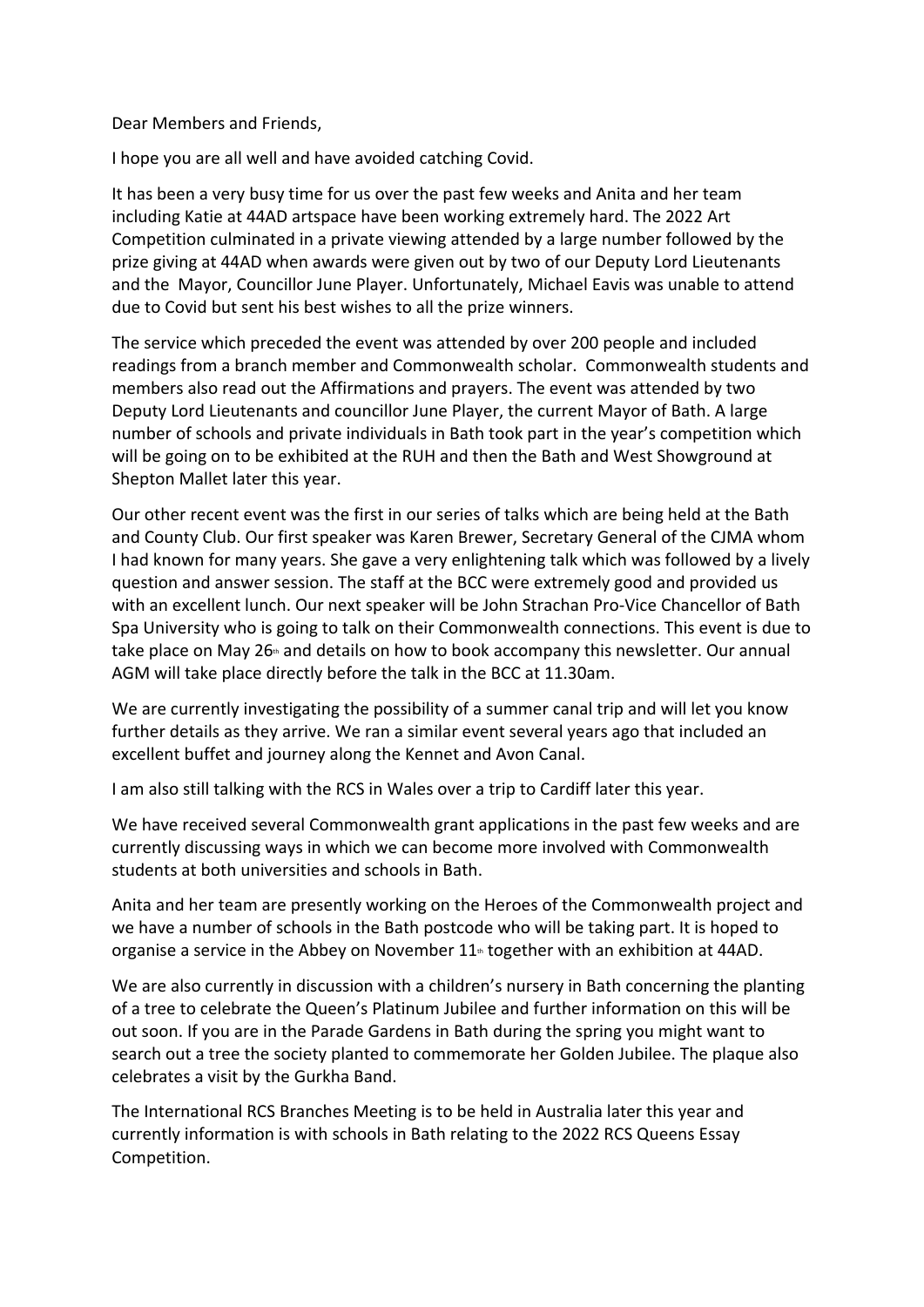Dear Members and Friends,

I hope you are all well and have avoided catching Covid.

It has been a very busy time for us over the past few weeks and Anita and her team including Katie at 44AD artspace have been working extremely hard. The 2022 Art Competition culminated in a private viewing attended by a large number followed by the prize giving at 44AD when awards were given out by two of our Deputy Lord Lieutenants and the Mayor, Councillor June Player. Unfortunately, Michael Eavis was unable to attend due to Covid but sent his best wishes to all the prize winners.

The service which preceded the event was attended by over 200 people and included readings from a branch member and Commonwealth scholar. Commonwealth students and members also read out the Affirmations and prayers. The event was attended by two Deputy Lord Lieutenants and councillor June Player, the current Mayor of Bath. A large number of schools and private individuals in Bath took part in the year's competition which will be going on to be exhibited at the RUH and then the Bath and West Showground at Shepton Mallet later this year.

Our other recent event was the first in our series of talks which are being held at the Bath and County Club. Our first speaker was Karen Brewer, Secretary General of the CJMA whom I had known for many years. She gave a very enlightening talk which was followed by a lively question and answer session. The staff at the BCC were extremely good and provided us with an excellent lunch. Our next speaker will be John Strachan Pro-Vice Chancellor of Bath Spa University who is going to talk on their Commonwealth connections. This event is due to take place on May 26th and details on how to book accompany this newsletter. Our annual AGM will take place directly before the talk in the BCC at 11.30am.

We are currently investigating the possibility of a summer canal trip and will let you know further details as they arrive. We ran a similar event several years ago that included an excellent buffet and journey along the Kennet and Avon Canal.

I am also still talking with the RCS in Wales over a trip to Cardiff later this year.

We have received several Commonwealth grant applications in the past few weeks and are currently discussing ways in which we can become more involved with Commonwealth students at both universities and schools in Bath.

Anita and her team are presently working on the Heroes of the Commonwealth project and we have a number of schools in the Bath postcode who will be taking part. It is hoped to organise a service in the Abbey on November 11th together with an exhibition at 44AD.

We are also currently in discussion with a children's nursery in Bath concerning the planting of a tree to celebrate the Queen's Platinum Jubilee and further information on this will be out soon. If you are in the Parade Gardens in Bath during the spring you might want to search out a tree the society planted to commemorate her Golden Jubilee. The plaque also celebrates a visit by the Gurkha Band.

The International RCS Branches Meeting is to be held in Australia later this year and currently information is with schools in Bath relating to the 2022 RCS Queens Essay Competition.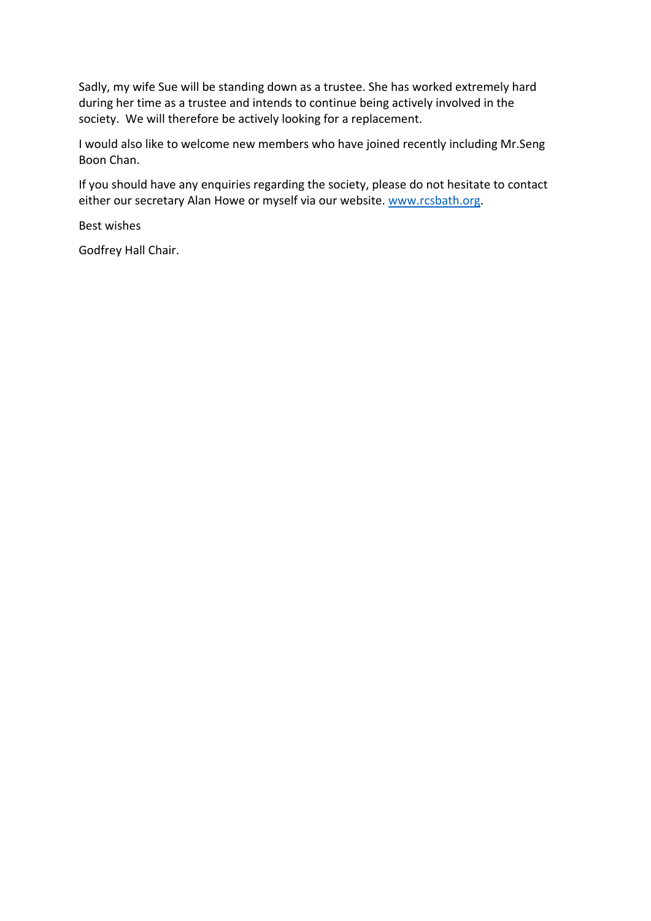Sadly, my wife Sue will be standing down as a trustee. She has worked extremely hard during her time as a trustee and intends to continue being actively involved in the society. We will therefore be actively looking for a replacement.

I would also like to welcome new members who have joined recently including Mr.Seng Boon Chan.

If you should have any enquiries regarding the society, please do not hesitate to contact either our secretary Alan Howe or myself via our website. [www.rcsbath.org](http://www.rcsbath.org).

Best wishes

Godfrey Hall Chair.